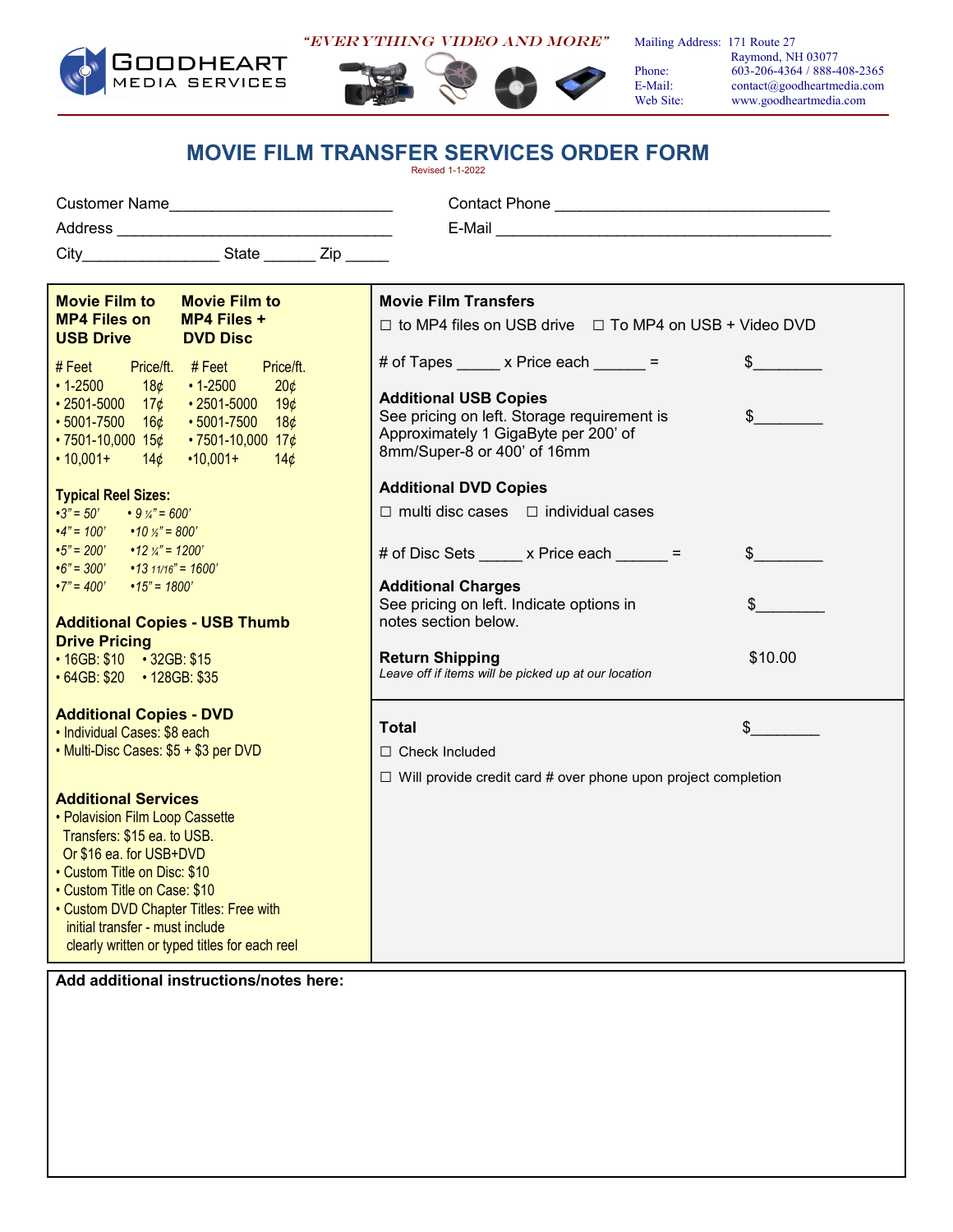**GOODHEART MEDIA SERVICES**

*"EVERYTHING VIDEO AND MORE"*

Mailing Address: 171 Route 27
Raymond, NH 03077
Phone: 603-206-4364 / 888-408-2365
E-Mail: contact@goodheartmedia.com
Web Site: www.goodheartmedia.com

# MOVIE FILM TRANSFER SERVICES ORDER FORM

Revised 1-1-2022

Customer Name__________________________ Contact Phone ________________________________

Address ________________________________ E-Mail _______________________________________

City________________ State ______ Zip _____

| Movie Film to MP4 Files on USB Drive | | Movie Film to MP4 Files + DVD Disc | |
|---|---|---|---|
| # Feet | Price/ft. | # Feet | Price/ft. |
| • 1-2500 | 18¢ | • 1-2500 | 20¢ |
| • 2501-5000 | 17¢ | • 2501-5000 | 19¢ |
| • 5001-7500 | 16¢ | • 5001-7500 | 18¢ |
| • 7501-10,000 | 15¢ | • 7501-10,000 | 17¢ |
| • 10,001+ | 14¢ | • 10,001+ | 14¢ |

**Typical Reel Sizes:**

- *3" = 50'*
- *4" = 100'*
- *5" = 200'*
- *6" = 300'*
- *7" = 400'*
- *9 ¼" = 600'*
- *10 ½" = 800'*
- *12 ¼" = 1200'*
- *13 11/16" = 1600'*
- *15" = 1800'*

**Additional Copies - USB Thumb Drive Pricing**

- 16GB: $10
- 32GB: $15
- 64GB: $20
- 128GB: $35

**Additional Copies - DVD**

- Individual Cases: $8 each
- Multi-Disc Cases: $5 + $3 per DVD

**Additional Services**

- Polavision Film Loop Cassette Transfers: $15 ea. to USB. Or $16 ea. for USB+DVD
- Custom Title on Disc: $10
- Custom Title on Case: $10
- Custom DVD Chapter Titles: Free with initial transfer - must include clearly written or typed titles for each reel

**Movie Film Transfers**

☐ to MP4 files on USB drive ☐ To MP4 on USB + Video DVD

# of Tapes _____ x Price each ______ = $________

**Additional USB Copies**
See pricing on left. Storage requirement is Approximately 1 GigaByte per 200' of 8mm/Super-8 or 400' of 16mm $________

**Additional DVD Copies**

☐ multi disc cases ☐ individual cases

# of Disc Sets _____ x Price each ______ = $________

**Additional Charges**
See pricing on left. Indicate options in notes section below. $________

**Return Shipping** $10.00
*Leave off if items will be picked up at our location*

**Total** $________

☐ Check Included

☐ Will provide credit card # over phone upon project completion

**Add additional instructions/notes here:**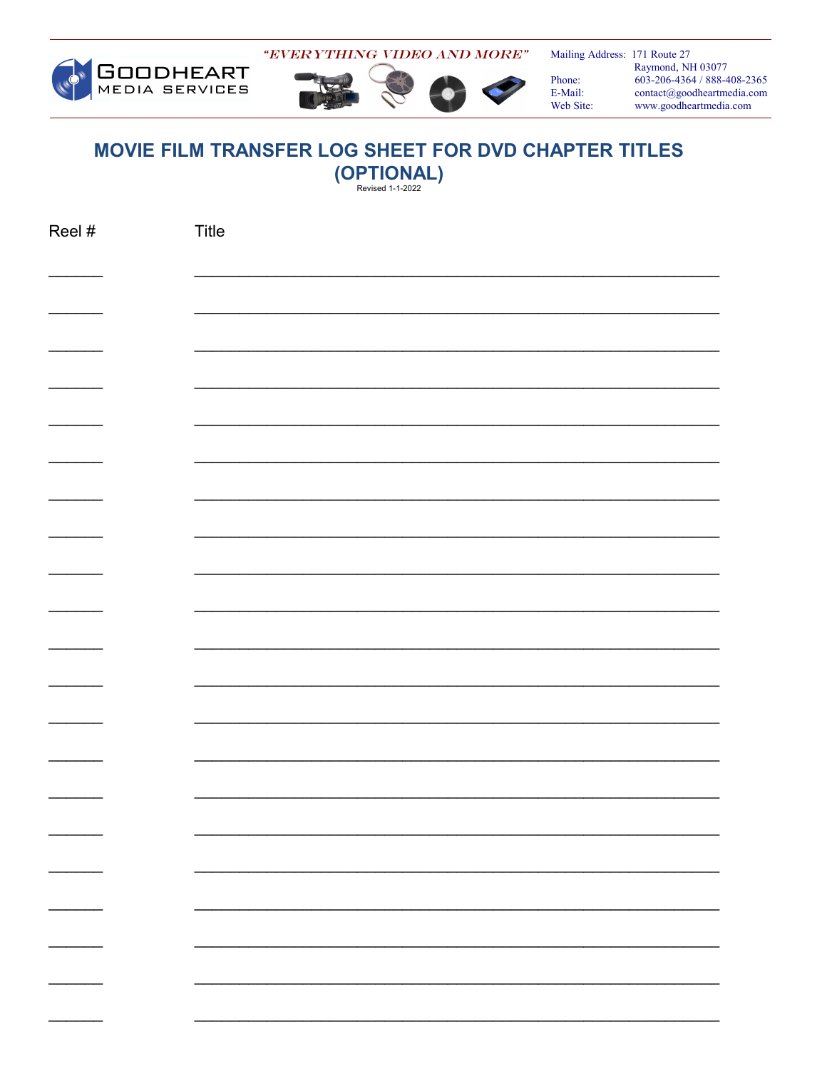GOODHEART
MEDIA SERVICES

*"EVERYTHING VIDEO AND MORE"*

Mailing Address: 171 Route 27
Raymond, NH 03077
Phone: 603-206-4364 / 888-408-2365
E-Mail: contact@goodheartmedia.com
Web Site: www.goodheartmedia.com

# MOVIE FILM TRANSFER LOG SHEET FOR DVD CHAPTER TITLES (OPTIONAL)

Revised 1-1-2022

| Reel # | Title |
| --- | --- |
| _______ | ____________________________________________ |
| _______ | ____________________________________________ |
| _______ | ____________________________________________ |
| _______ | ____________________________________________ |
| _______ | ____________________________________________ |
| _______ | ____________________________________________ |
| _______ | ____________________________________________ |
| _______ | ____________________________________________ |
| _______ | ____________________________________________ |
| _______ | ____________________________________________ |
| _______ | ____________________________________________ |
| _______ | ____________________________________________ |
| _______ | ____________________________________________ |
| _______ | ____________________________________________ |
| _______ | ____________________________________________ |
| _______ | ____________________________________________ |
| _______ | ____________________________________________ |
| _______ | ____________________________________________ |
| _______ | ____________________________________________ |
| _______ | ____________________________________________ |
| _______ | ____________________________________________ |